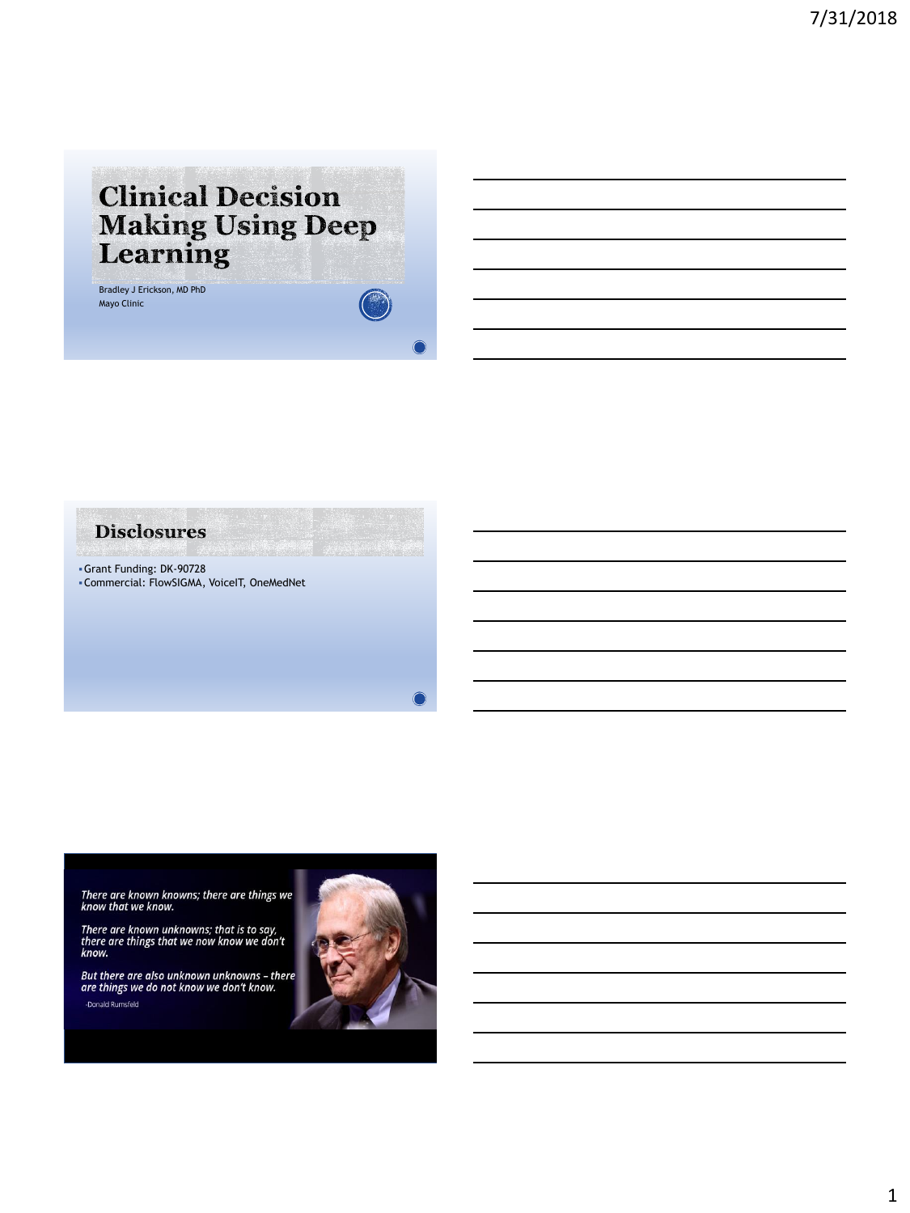# Clinical Decision Making Using Deep Learning

Bradley J Erickson, MD PhD
Mayo Clinic

## Disclosures

- Grant Funding: DK-90728
- Commercial: FlowSIGMA, VoiceIT, OneMedNet

*There are known knowns; there are things we know that we know.*

*There are known unknowns; that is to say, there are things that we now know we don't know.*

*But there are also unknown unknowns – there are things we do not know we don't know.*

-Donald Rumsfeld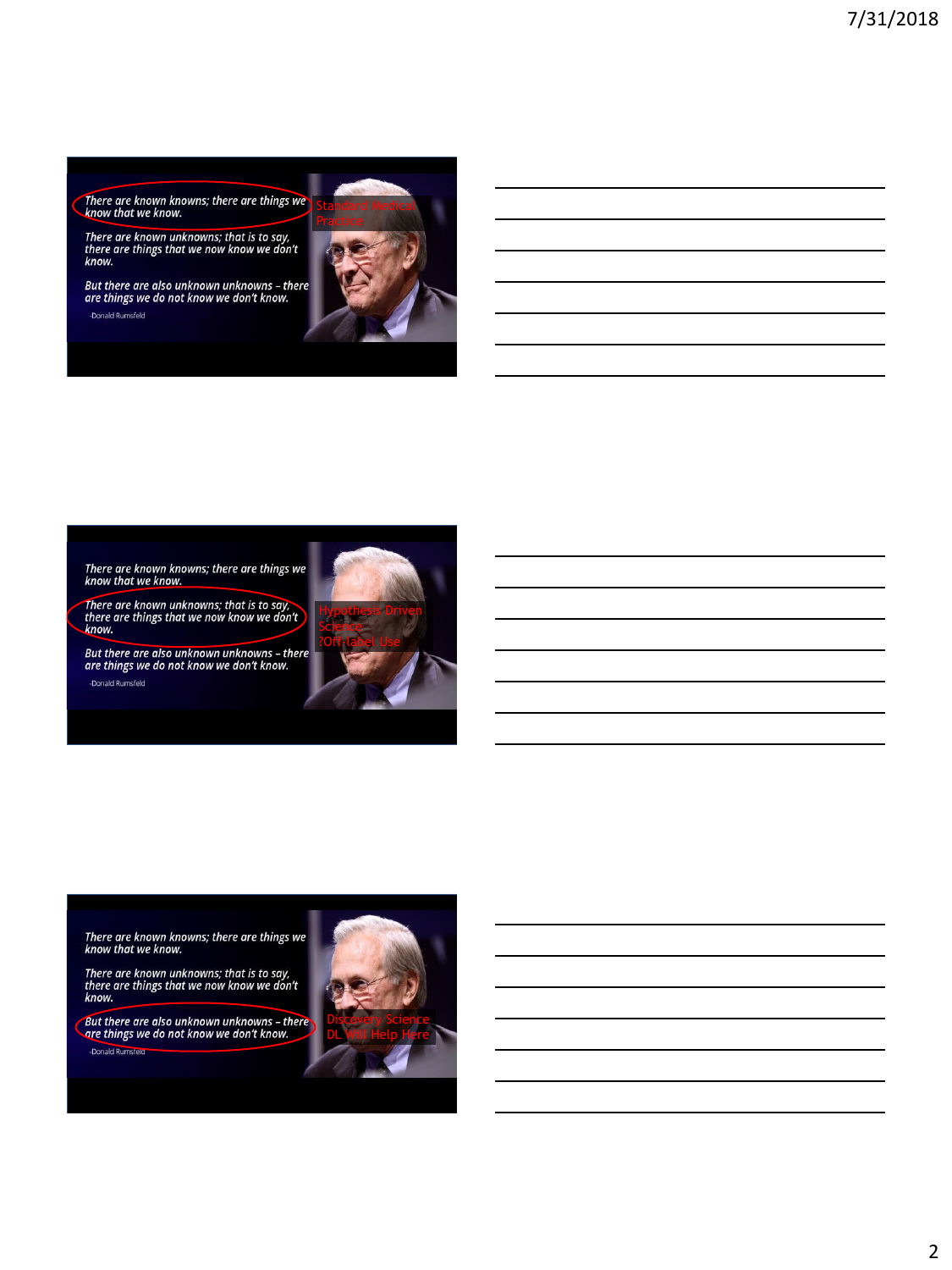There are known knowns; there are things we know that we know.

There are known unknowns; that is to say, there are things that we now know we don't know.

But there are also unknown unknowns – there are things we do not know we don't know.

-Donald Rumsfeld

Standard Medical Practice

There are known knowns; there are things we know that we know.

There are known unknowns; that is to say, there are things that we now know we don't know.

But there are also unknown unknowns – there are things we do not know we don't know.

-Donald Rumsfeld

Hypothesis Driven Science

?Off-label Use

There are known knowns; there are things we know that we know.

There are known unknowns; that is to say, there are things that we now know we don't know.

But there are also unknown unknowns – there are things we do not know we don't know.

-Donald Rumsfeld

Discovery Science

DL Will Help Here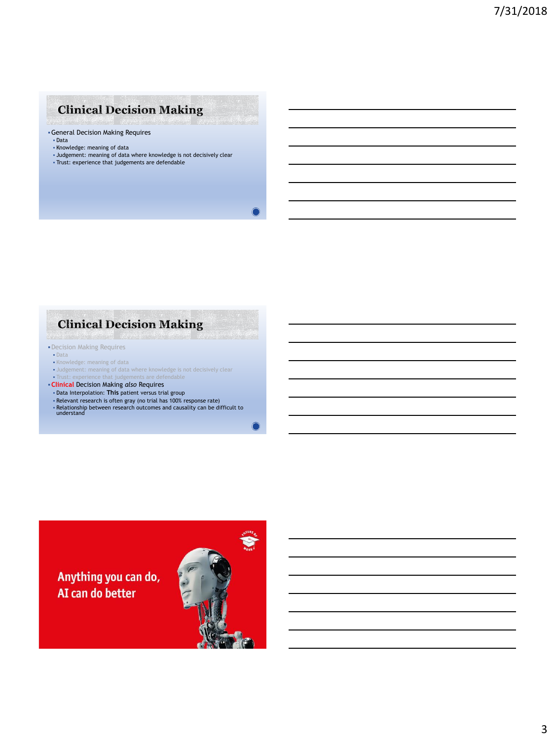## Clinical Decision Making

- General Decision Making Requires
  - Data
  - Knowledge: meaning of data
  - Judgement: meaning of data where knowledge is not decisively clear
  - Trust: experience that judgements are defendable

## Clinical Decision Making

- Decision Making Requires
  - Data
  - Knowledge: meaning of data
  - Judgement: meaning of data where knowledge is not decisively clear
  - Trust: experience that judgements are defendable
- Clinical Decision Making *also* Requires
  - Data Interpolation: **This** patient versus trial group
  - Relevant research is often gray (no trial has 100% response rate)
  - Relationship between research outcomes and causality can be difficult to understand

Anything you can do, AI can do better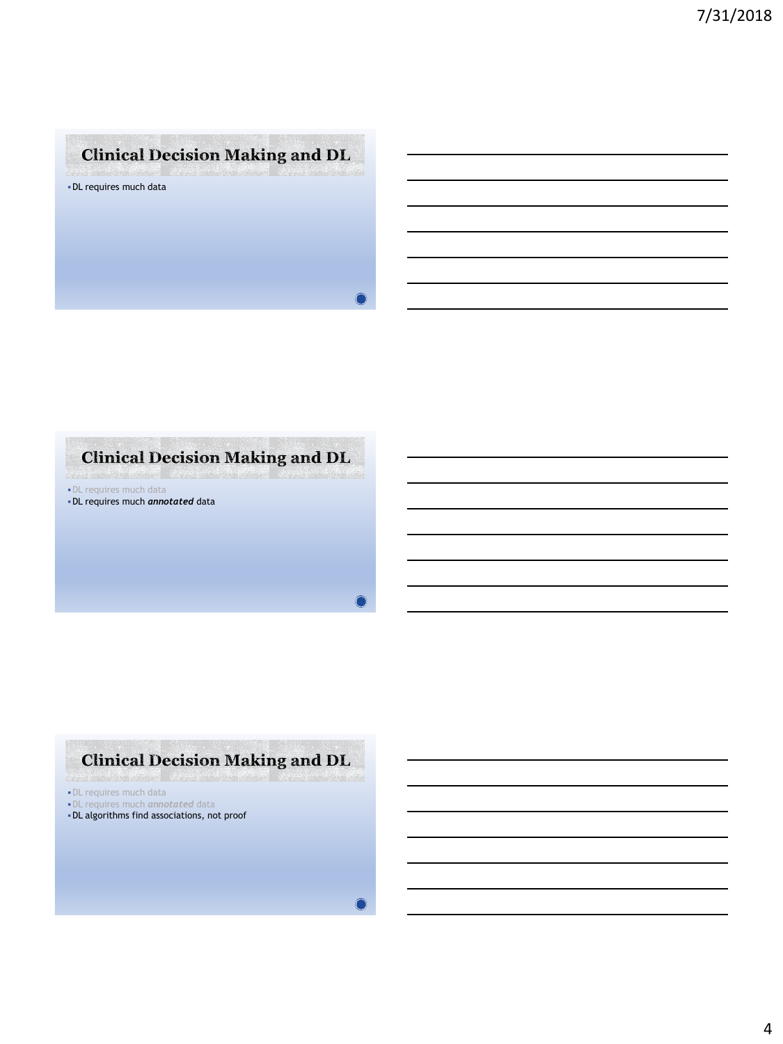## Clinical Decision Making and DL

- DL requires much data

## Clinical Decision Making and DL

- DL requires much data
- DL requires much ***annotated*** data

## Clinical Decision Making and DL

- DL requires much data
- DL requires much ***annotated*** data
- DL algorithms find associations, not proof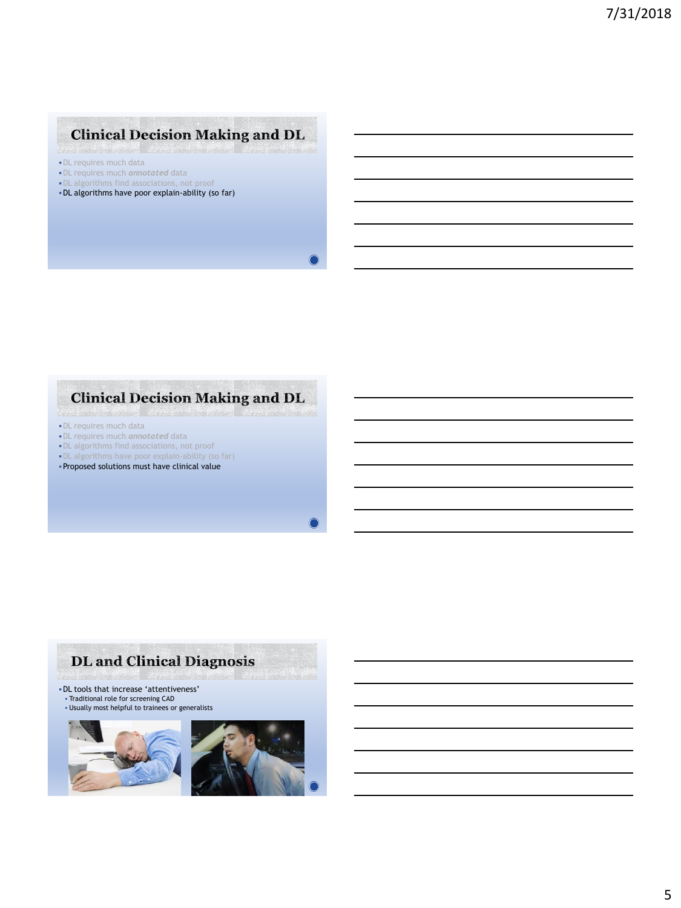## Clinical Decision Making and DL

- DL requires much data
- DL requires much *annotated* data
- DL algorithms find associations, not proof
- DL algorithms have poor explain-ability (so far)

## Clinical Decision Making and DL

- DL requires much data
- DL requires much *annotated* data
- DL algorithms find associations, not proof
- DL algorithms have poor explain-ability (so far)
- Proposed solutions must have clinical value

## DL and Clinical Diagnosis

- DL tools that increase 'attentiveness'
  - Traditional role for screening CAD
  - Usually most helpful to trainees or generalists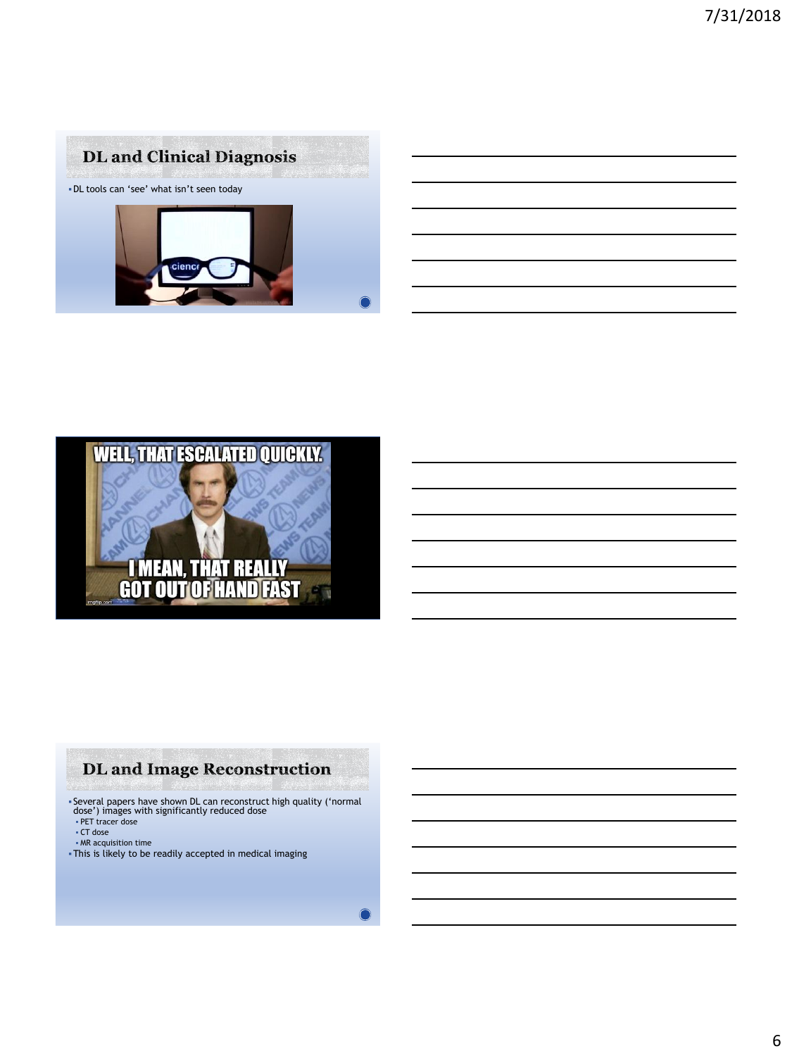## DL and Clinical Diagnosis

- DL tools can 'see' what isn't seen today

## DL and Image Reconstruction

- Several papers have shown DL can reconstruct high quality ('normal dose') images with significantly reduced dose
  - PET tracer dose
  - CT dose
  - MR acquisition time
- This is likely to be readily accepted in medical imaging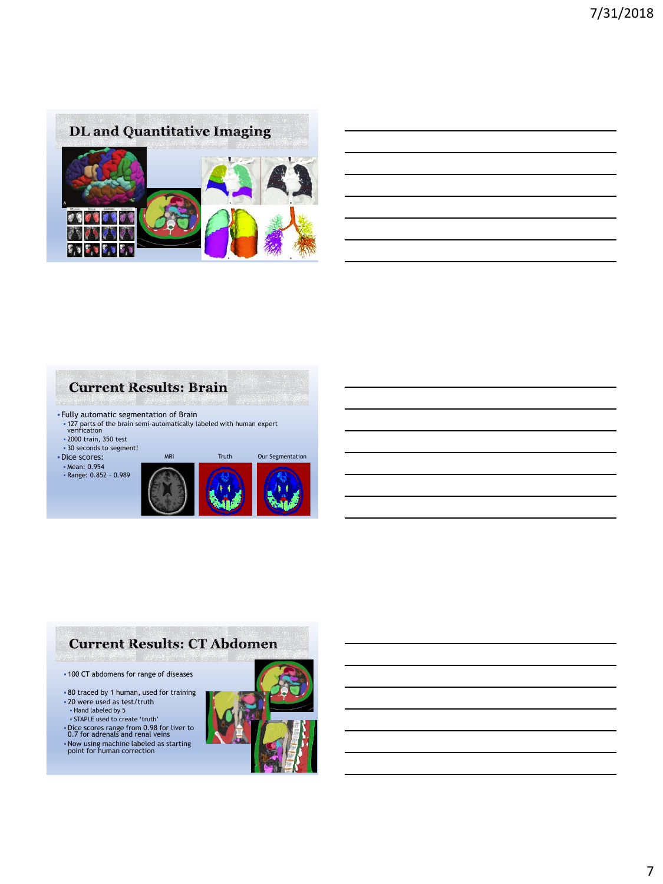## DL and Quantitative Imaging

## Current Results: Brain

- Fully automatic segmentation of Brain
  - 127 parts of the brain semi-automatically labeled with human expert verification
  - 2000 train, 350 test
  - 30 seconds to segment!
- Dice scores:
  - Mean: 0.954
  - Range: 0.852 – 0.989

MRI

Truth

Our Segmentation

## Current Results: CT Abdomen

- 100 CT abdomens for range of diseases
- 80 traced by 1 human, used for training
- 20 were used as test/truth
  - Hand labeled by 5
  - STAPLE used to create 'truth'
- Dice scores range from 0.98 for liver to 0.7 for adrenals and renal veins
- Now using machine labeled as starting point for human correction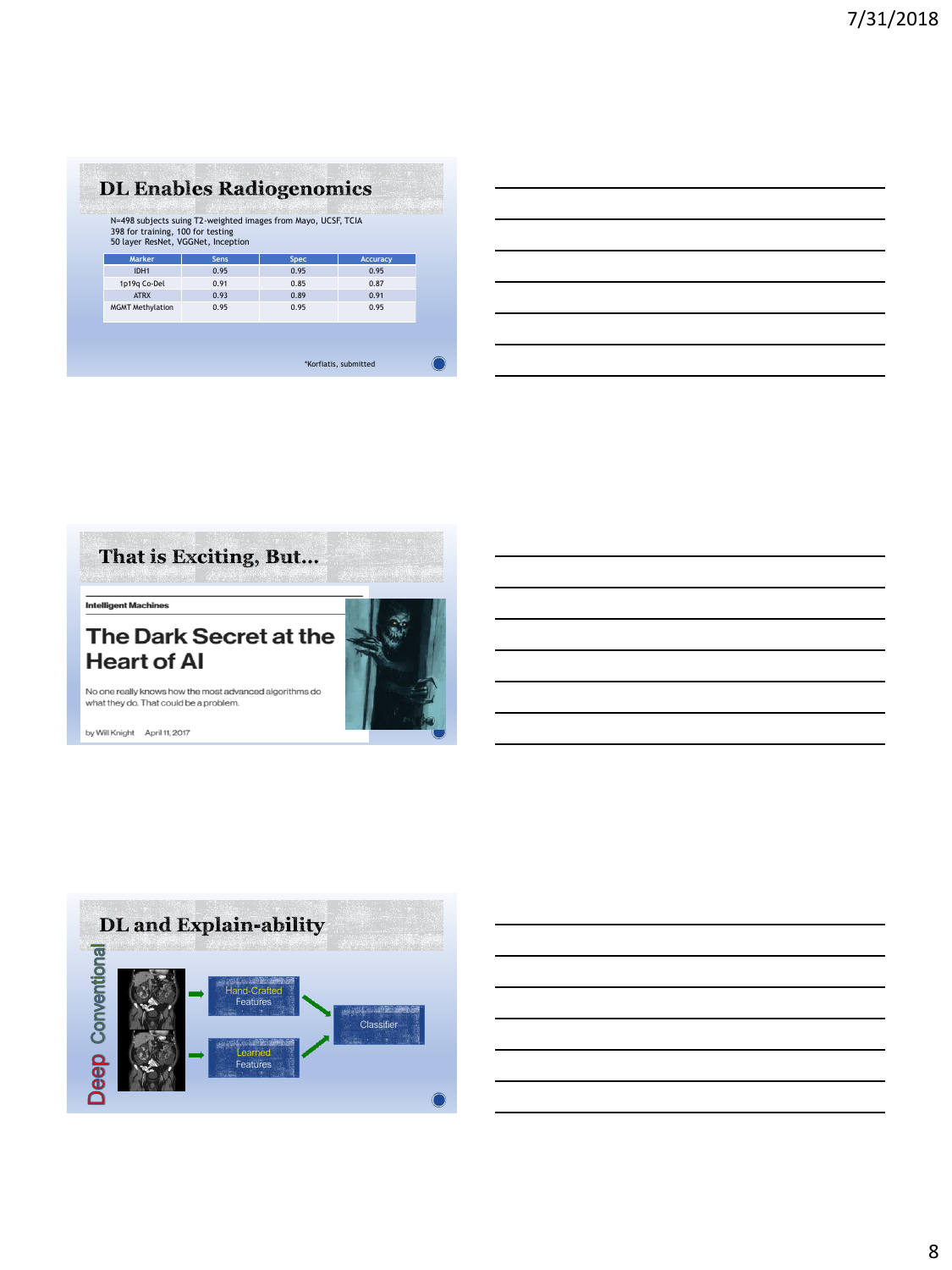## DL Enables Radiogenomics

N=498 subjects suing T2-weighted images from Mayo, UCSF, TCIA
398 for training, 100 for testing
50 layer ResNet, VGGNet, Inception

| Marker | Sens | Spec | Accuracy |
|---|---|---|---|
| IDH1 | 0.95 | 0.95 | 0.95 |
| 1p19q Co-Del | 0.91 | 0.85 | 0.87 |
| ATRX | 0.93 | 0.89 | 0.91 |
| MGMT Methylation | 0.95 | 0.95 | 0.95 |

*Korfiatis, submitted

## That is Exciting, But…

Intelligent Machines

**The Dark Secret at the Heart of AI**

No one really knows how the most advanced algorithms do what they do. That could be a problem.

by Will Knight April 11, 2017

## DL and Explain-ability

Conventional

Deep

Hand-Crafted Features

Learned Features

Classifier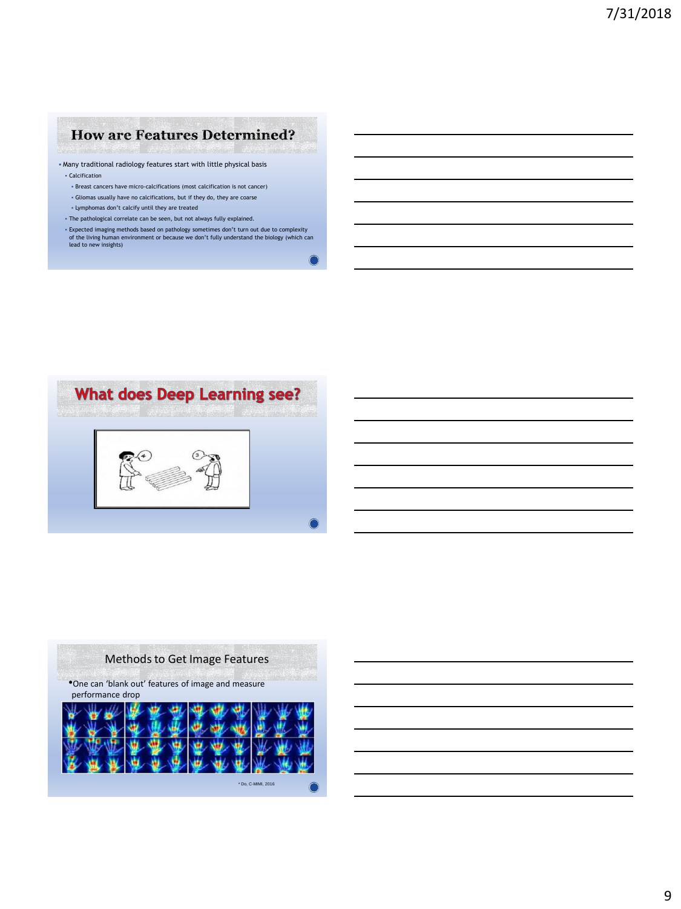## How are Features Determined?

- Many traditional radiology features start with little physical basis
  - Calcification
    - Breast cancers have micro-calcifications (most calcification is not cancer)
    - Gliomas usually have no calcifications, but if they do, they are coarse
    - Lymphomas don't calcify until they are treated
  - The pathological correlate can be seen, but not always fully explained.
  - Expected imaging methods based on pathology sometimes don't turn out due to complexity of the living human environment or because we don't fully understand the biology (which can lead to new insights)

## What does Deep Learning see?

## Methods to Get Image Features

- One can 'blank out' features of image and measure performance drop

* Do, C-MIMI, 2016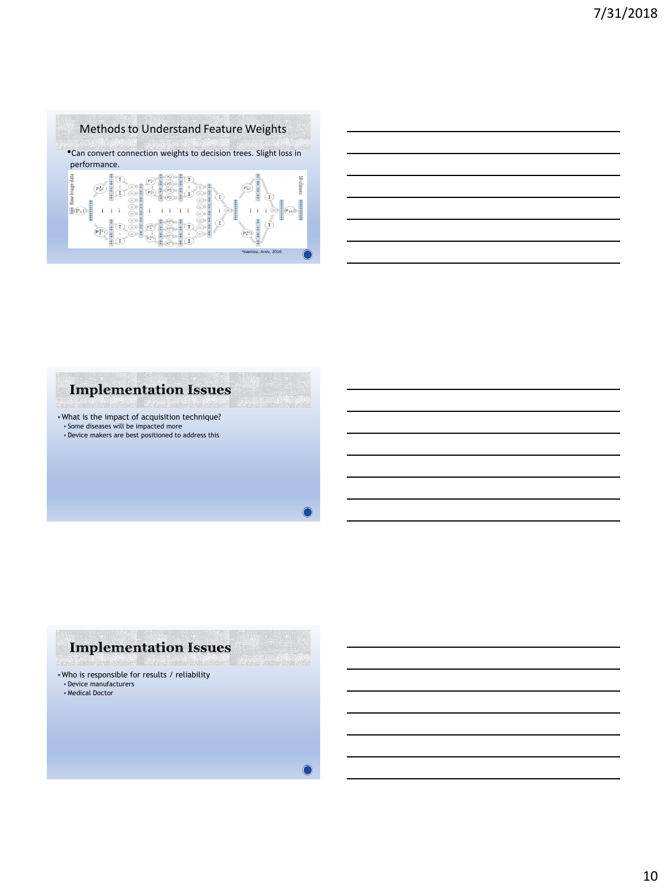## Methods to Understand Feature Weights

- Can convert connection weights to decision trees. Slight loss in performance.

Raw image data

10 classes

*Ioannou, Arxiv, 2016

## Implementation Issues

- What is the impact of acquisition technique?
  - Some diseases will be impacted more
  - Device makers are best positioned to address this

## Implementation Issues

- Who is responsible for results / reliability
  - Device manufacturers
  - Medical Doctor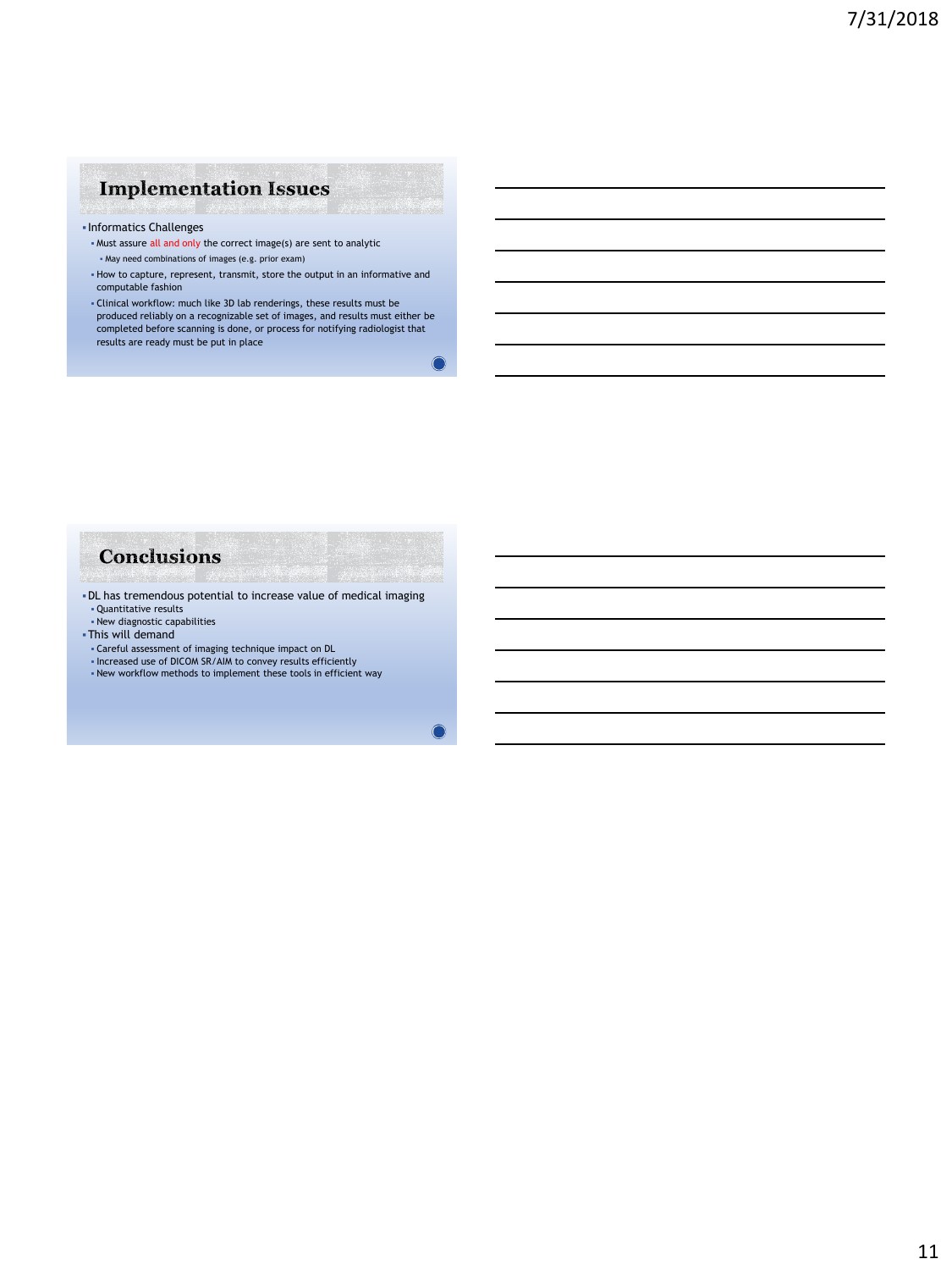## Implementation Issues

- Informatics Challenges
  - Must assure all and only the correct image(s) are sent to analytic
    - May need combinations of images (e.g. prior exam)
  - How to capture, represent, transmit, store the output in an informative and computable fashion
  - Clinical workflow: much like 3D lab renderings, these results must be produced reliably on a recognizable set of images, and results must either be completed before scanning is done, or process for notifying radiologist that results are ready must be put in place

## Conclusions

- DL has tremendous potential to increase value of medical imaging
  - Quantitative results
  - New diagnostic capabilities
- This will demand
  - Careful assessment of imaging technique impact on DL
  - Increased use of DICOM SR/AIM to convey results efficiently
  - New workflow methods to implement these tools in efficient way